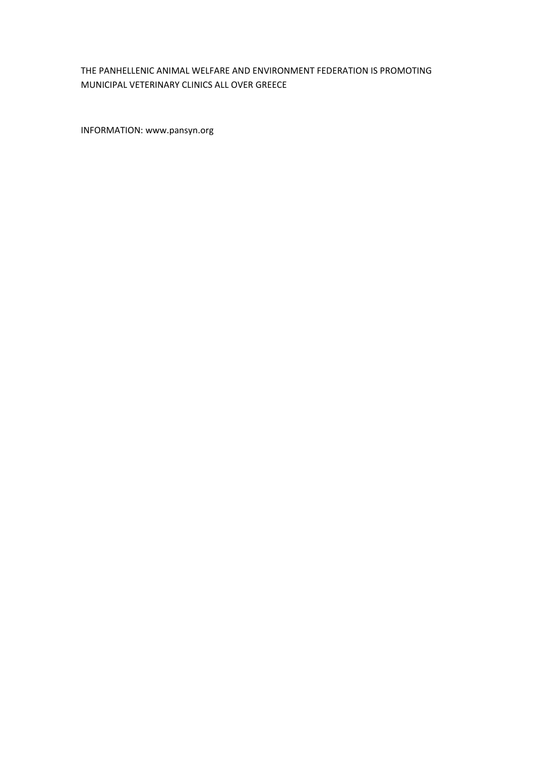THE PANHELLENIC ANIMAL WELFARE AND ENVIRONMENT FEDERATION IS PROMOTING MUNICIPAL VETERINARY CLINICS ALL OVER GREECE

INFORMATION: www.pansyn.org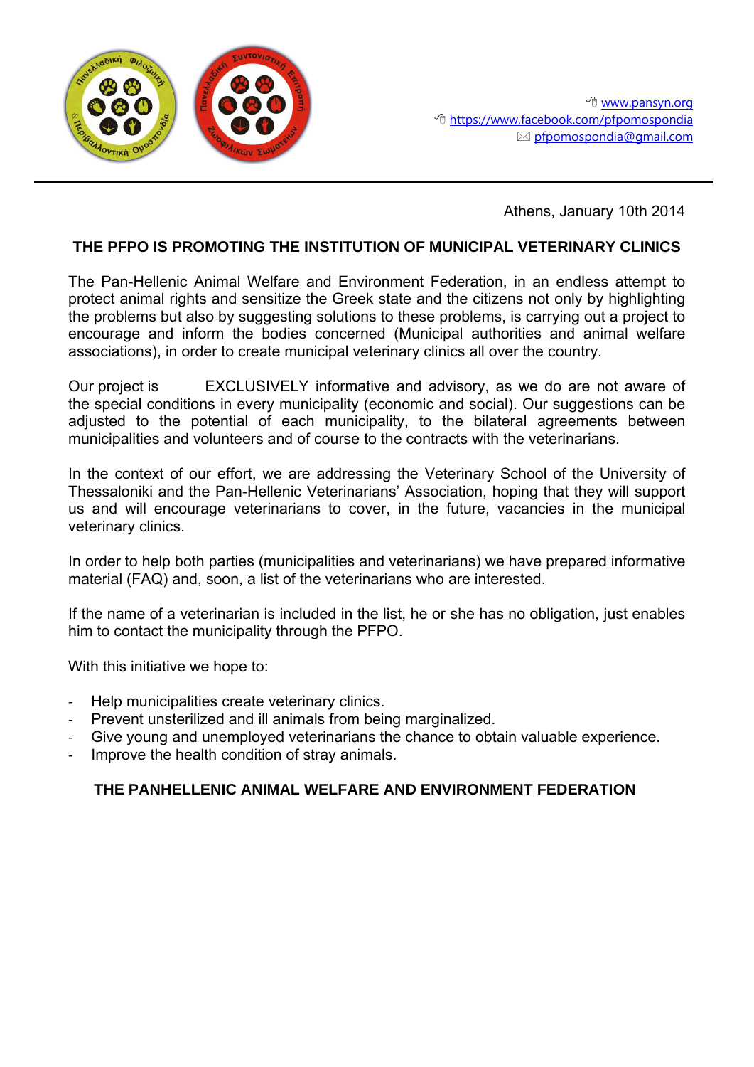www.pansyn.org
https://www.facebook.com/pfpomospondia
pfpomospondia@gmail.com

Athens, January 10th 2014

**THE PFPO IS PROMOTING THE INSTITUTION OF MUNICIPAL VETERINARY CLINICS**

The Pan-Hellenic Animal Welfare and Environment Federation, in an endless attempt to protect animal rights and sensitize the Greek state and the citizens not only by highlighting the problems but also by suggesting solutions to these problems, is carrying out a project to encourage and inform the bodies concerned (Municipal authorities and animal welfare associations), in order to create municipal veterinary clinics all over the country.

Our project is EXCLUSIVELY informative and advisory, as we do are not aware of the special conditions in every municipality (economic and social). Our suggestions can be adjusted to the potential of each municipality, to the bilateral agreements between municipalities and volunteers and of course to the contracts with the veterinarians.

In the context of our effort, we are addressing the Veterinary School of the University of Thessaloniki and the Pan-Hellenic Veterinarians' Association, hoping that they will support us and will encourage veterinarians to cover, in the future, vacancies in the municipal veterinary clinics.

In order to help both parties (municipalities and veterinarians) we have prepared informative material (FAQ) and, soon, a list of the veterinarians who are interested.

If the name of a veterinarian is included in the list, he or she has no obligation, just enables him to contact the municipality through the PFPO.

With this initiative we hope to:

- Help municipalities create veterinary clinics.
- Prevent unsterilized and ill animals from being marginalized.
- Give young and unemployed veterinarians the chance to obtain valuable experience.
- Improve the health condition of stray animals.

**THE PANHELLENIC ANIMAL WELFARE AND ENVIRONMENT FEDERATION**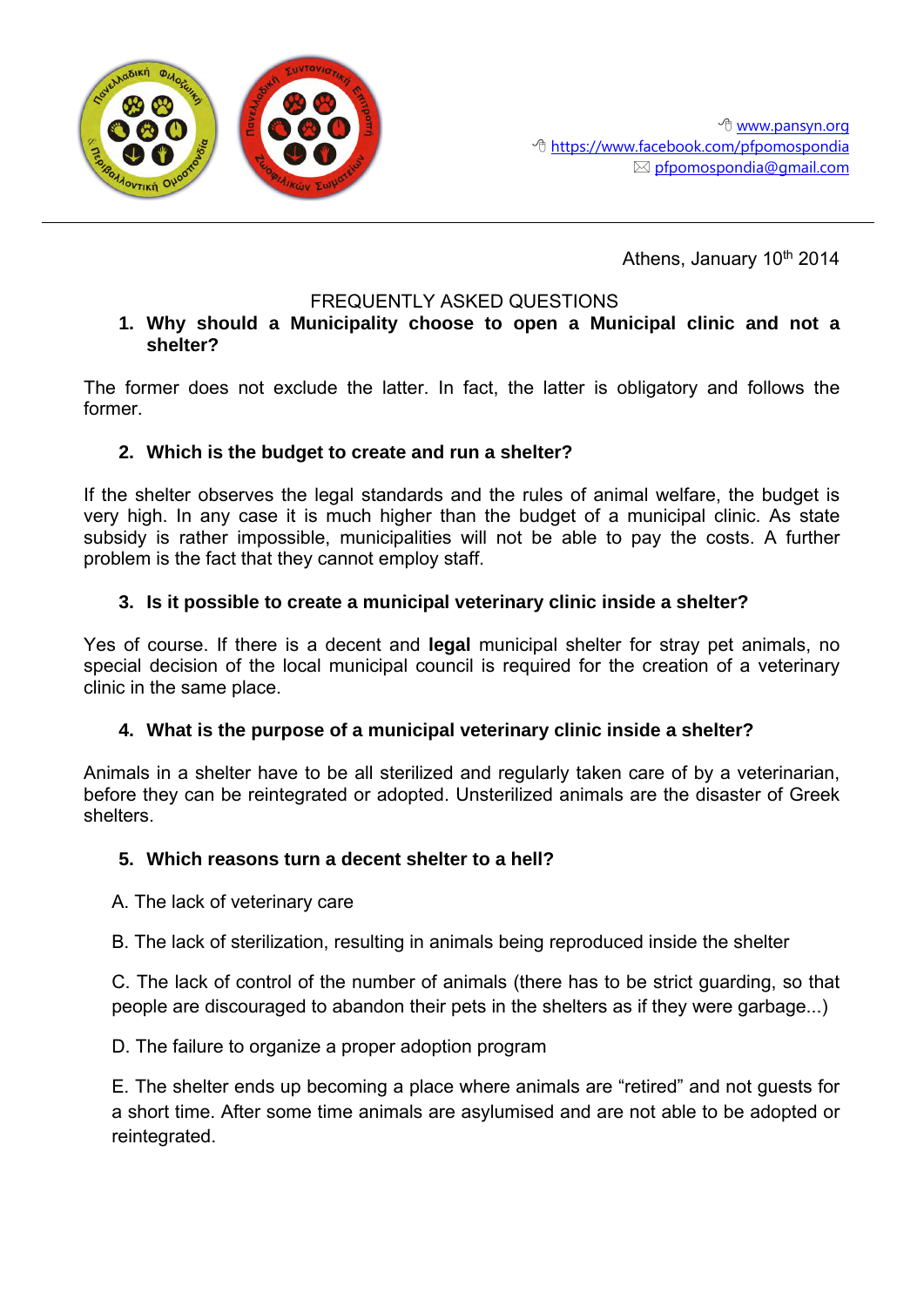www.pansyn.org
https://www.facebook.com/pfpomospondia
pfpomospondia@gmail.com

Athens, January 10th 2014

FREQUENTLY ASKED QUESTIONS

**1. Why should a Municipality choose to open a Municipal clinic and not a shelter?**

The former does not exclude the latter. In fact, the latter is obligatory and follows the former.

**2. Which is the budget to create and run a shelter?**

If the shelter observes the legal standards and the rules of animal welfare, the budget is very high. In any case it is much higher than the budget of a municipal clinic. As state subsidy is rather impossible, municipalities will not be able to pay the costs. A further problem is the fact that they cannot employ staff.

**3. Is it possible to create a municipal veterinary clinic inside a shelter?**

Yes of course. If there is a decent and **legal** municipal shelter for stray pet animals, no special decision of the local municipal council is required for the creation of a veterinary clinic in the same place.

**4. What is the purpose of a municipal veterinary clinic inside a shelter?**

Animals in a shelter have to be all sterilized and regularly taken care of by a veterinarian, before they can be reintegrated or adopted. Unsterilized animals are the disaster of Greek shelters.

**5. Which reasons turn a decent shelter to a hell?**

A. The lack of veterinary care

B. The lack of sterilization, resulting in animals being reproduced inside the shelter

C. The lack of control of the number of animals (there has to be strict guarding, so that people are discouraged to abandon their pets in the shelters as if they were garbage...)

D. The failure to organize a proper adoption program

E. The shelter ends up becoming a place where animals are “retired” and not guests for a short time. After some time animals are asylumised and are not able to be adopted or reintegrated.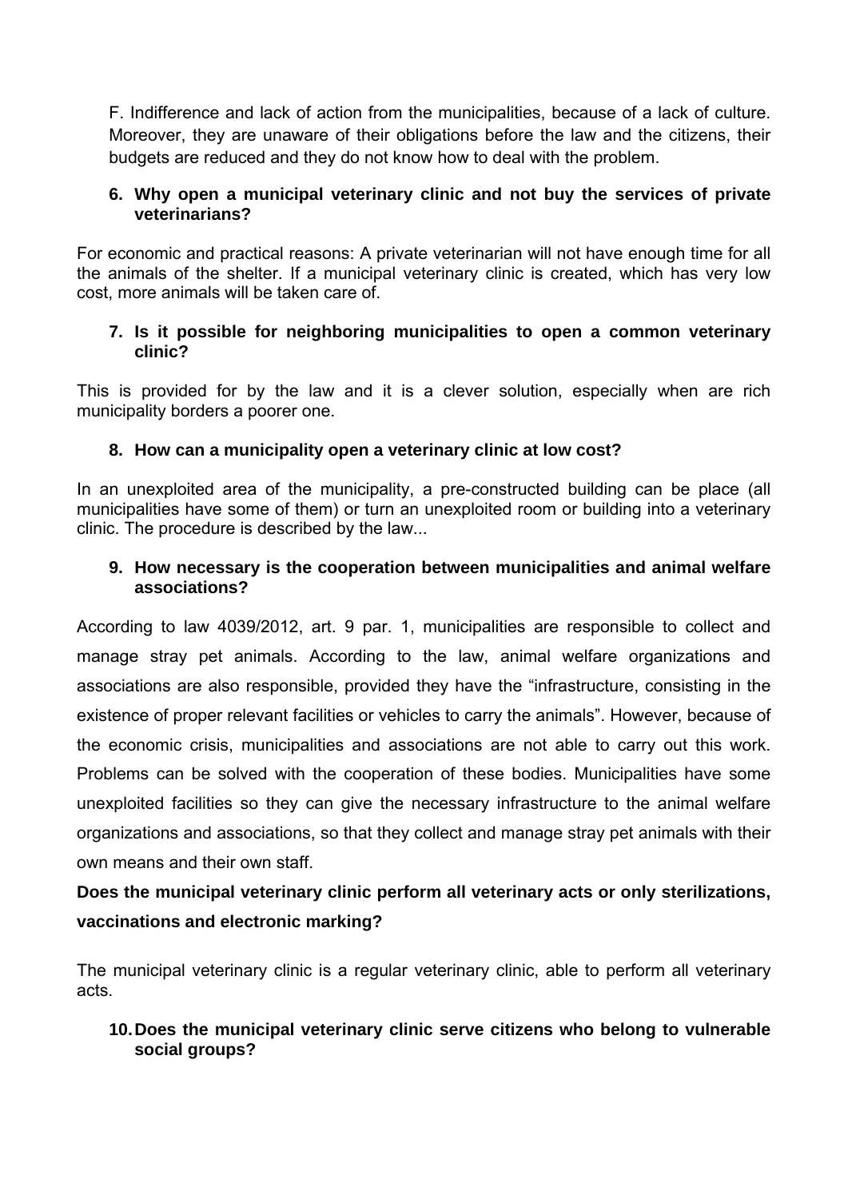F. Indifference and lack of action from the municipalities, because of a lack of culture. Moreover, they are unaware of their obligations before the law and the citizens, their budgets are reduced and they do not know how to deal with the problem.

6. **Why open a municipal veterinary clinic and not buy the services of private veterinarians?**

For economic and practical reasons: A private veterinarian will not have enough time for all the animals of the shelter. If a municipal veterinary clinic is created, which has very low cost, more animals will be taken care of.

7. **Is it possible for neighboring municipalities to open a common veterinary clinic?**

This is provided for by the law and it is a clever solution, especially when are rich municipality borders a poorer one.

8. **How can a municipality open a veterinary clinic at low cost?**

In an unexploited area of the municipality, a pre-constructed building can be place (all municipalities have some of them) or turn an unexploited room or building into a veterinary clinic. The procedure is described by the law...

9. **How necessary is the cooperation between municipalities and animal welfare associations?**

According to law 4039/2012, art. 9 par. 1, municipalities are responsible to collect and manage stray pet animals. According to the law, animal welfare organizations and associations are also responsible, provided they have the "infrastructure, consisting in the existence of proper relevant facilities or vehicles to carry the animals". However, because of the economic crisis, municipalities and associations are not able to carry out this work. Problems can be solved with the cooperation of these bodies. Municipalities have some unexploited facilities so they can give the necessary infrastructure to the animal welfare organizations and associations, so that they collect and manage stray pet animals with their own means and their own staff.

**Does the municipal veterinary clinic perform all veterinary acts or only sterilizations, vaccinations and electronic marking?**

The municipal veterinary clinic is a regular veterinary clinic, able to perform all veterinary acts.

10. **Does the municipal veterinary clinic serve citizens who belong to vulnerable social groups?**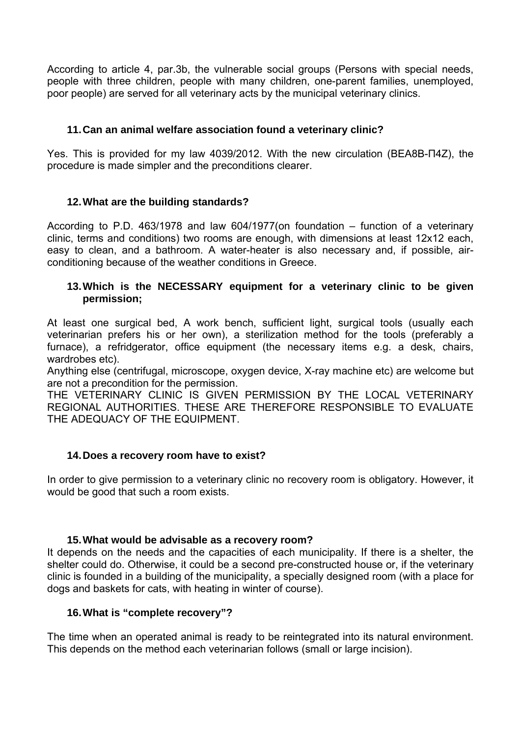According to article 4, par.3b, the vulnerable social groups (Persons with special needs, people with three children, people with many children, one-parent families, unemployed, poor people) are served for all veterinary acts by the municipal veterinary clinics.

### 11. Can an animal welfare association found a veterinary clinic?

Yes. This is provided for my law 4039/2012. With the new circulation (ΒΕΑ8Β-Π4Ζ), the procedure is made simpler and the preconditions clearer.

### 12. What are the building standards?

According to P.D. 463/1978 and law 604/1977(on foundation – function of a veterinary clinic, terms and conditions) two rooms are enough, with dimensions at least 12x12 each, easy to clean, and a bathroom. A water-heater is also necessary and, if possible, air-conditioning because of the weather conditions in Greece.

### 13. Which is the NECESSARY equipment for a veterinary clinic to be given permission;

At least one surgical bed, A work bench, sufficient light, surgical tools (usually each veterinarian prefers his or her own), a sterilization method for the tools (preferably a furnace), a refridgerator, office equipment (the necessary items e.g. a desk, chairs, wardrobes etc).

Anything else (centrifugal, microscope, oxygen device, X-ray machine etc) are welcome but are not a precondition for the permission.

THE VETERINARY CLINIC IS GIVEN PERMISSION BY THE LOCAL VETERINARY REGIONAL AUTHORITIES. THESE ARE THEREFORE RESPONSIBLE TO EVALUATE THE ADEQUACY OF THE EQUIPMENT.

### 14. Does a recovery room have to exist?

In order to give permission to a veterinary clinic no recovery room is obligatory. However, it would be good that such a room exists.

### 15. What would be advisable as a recovery room?

It depends on the needs and the capacities of each municipality. If there is a shelter, the shelter could do. Otherwise, it could be a second pre-constructed house or, if the veterinary clinic is founded in a building of the municipality, a specially designed room (with a place for dogs and baskets for cats, with heating in winter of course).

### 16. What is "complete recovery"?

The time when an operated animal is ready to be reintegrated into its natural environment. This depends on the method each veterinarian follows (small or large incision).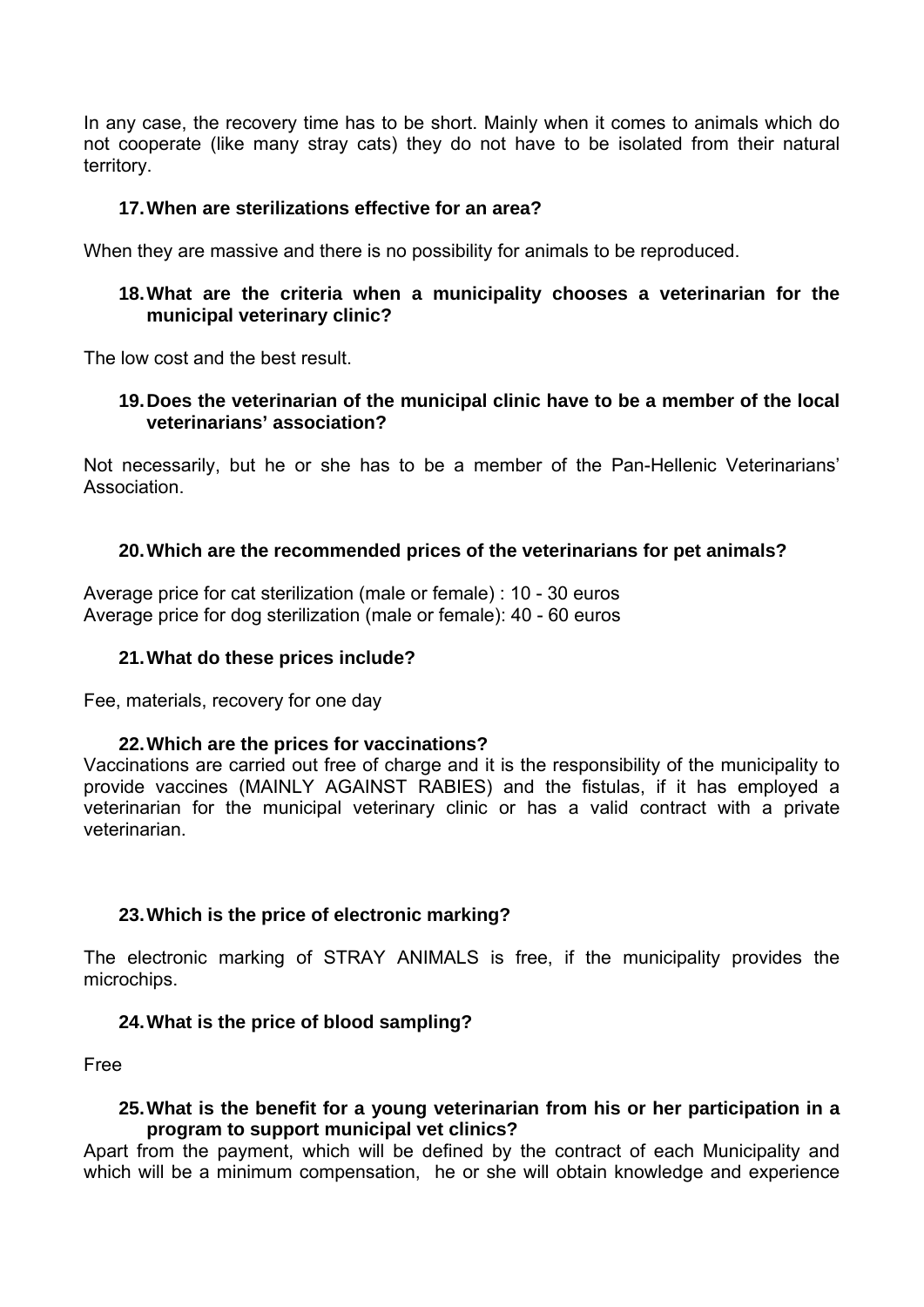In any case, the recovery time has to be short. Mainly when it comes to animals which do not cooperate (like many stray cats) they do not have to be isolated from their natural territory.

17. **When are sterilizations effective for an area?**

When they are massive and there is no possibility for animals to be reproduced.

18. **What are the criteria when a municipality chooses a veterinarian for the municipal veterinary clinic?**

The low cost and the best result.

19. **Does the veterinarian of the municipal clinic have to be a member of the local veterinarians' association?**

Not necessarily, but he or she has to be a member of the Pan-Hellenic Veterinarians' Association.

20. **Which are the recommended prices of the veterinarians for pet animals?**

Average price for cat sterilization (male or female) : 10 - 30 euros
Average price for dog sterilization (male or female): 40 - 60 euros

21. **What do these prices include?**

Fee, materials, recovery for one day

22. **Which are the prices for vaccinations?**

Vaccinations are carried out free of charge and it is the responsibility of the municipality to provide vaccines (MAINLY AGAINST RABIES) and the fistulas, if it has employed a veterinarian for the municipal veterinary clinic or has a valid contract with a private veterinarian.

23. **Which is the price of electronic marking?**

The electronic marking of STRAY ANIMALS is free, if the municipality provides the microchips.

24. **What is the price of blood sampling?**

Free

25. **What is the benefit for a young veterinarian from his or her participation in a program to support municipal vet clinics?**

Apart from the payment, which will be defined by the contract of each Municipality and which will be a minimum compensation, he or she will obtain knowledge and experience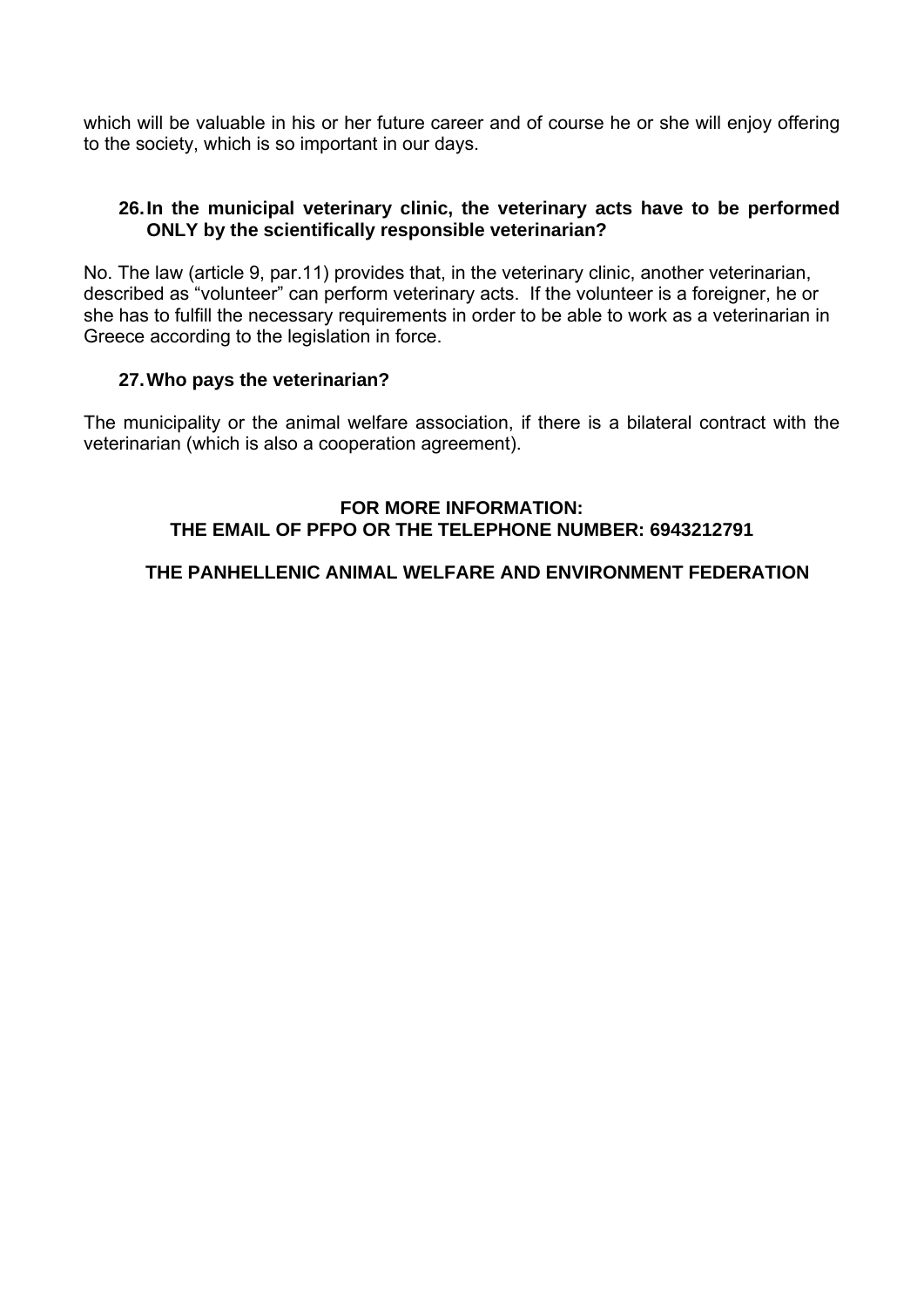which will be valuable in his or her future career and of course he or she will enjoy offering to the society, which is so important in our days.

### 26. In the municipal veterinary clinic, the veterinary acts have to be performed ONLY by the scientifically responsible veterinarian?

No. The law (article 9, par.11) provides that, in the veterinary clinic, another veterinarian, described as "volunteer" can perform veterinary acts. If the volunteer is a foreigner, he or she has to fulfill the necessary requirements in order to be able to work as a veterinarian in Greece according to the legislation in force.

### 27. Who pays the veterinarian?

The municipality or the animal welfare association, if there is a bilateral contract with the veterinarian (which is also a cooperation agreement).

**FOR MORE INFORMATION:**
**THE EMAIL OF PFPO OR THE TELEPHONE NUMBER: 6943212791**

**THE PANHELLENIC ANIMAL WELFARE AND ENVIRONMENT FEDERATION**